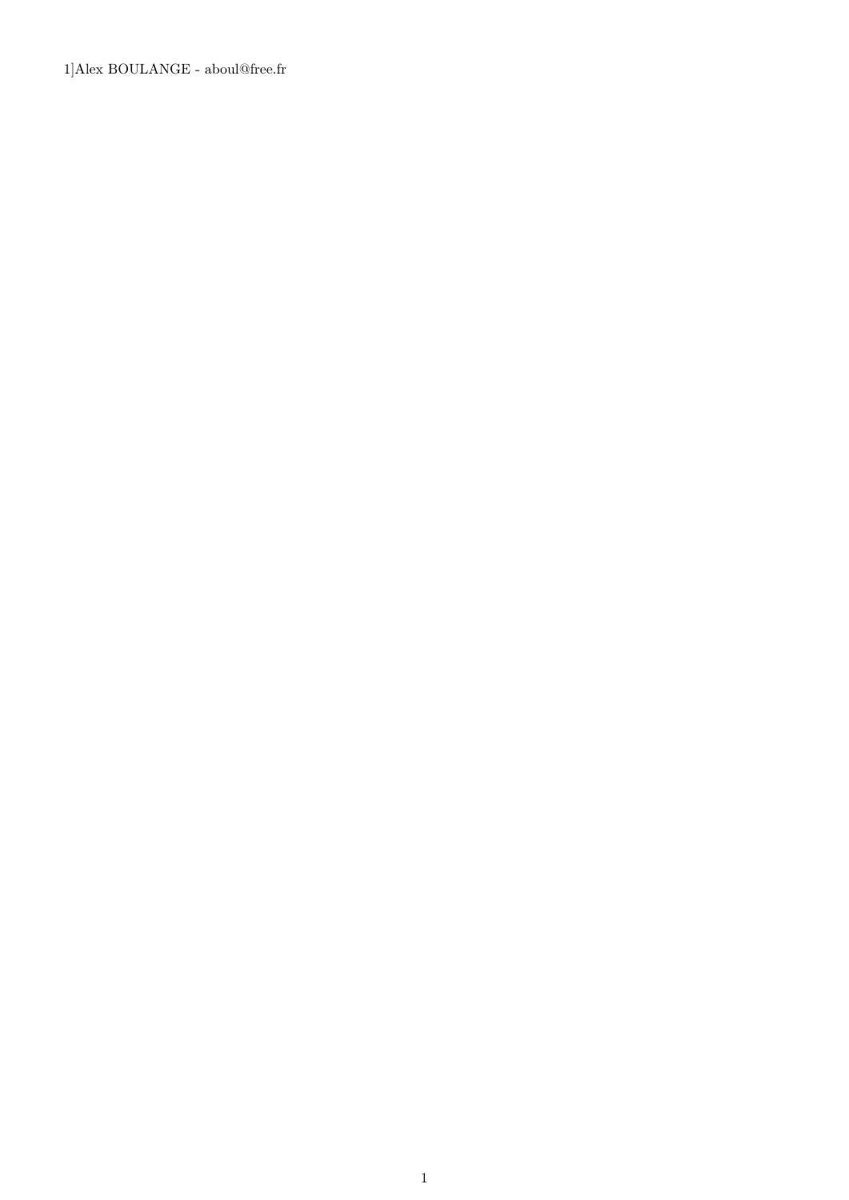1]Alex BOULANGE - aboul@free.fr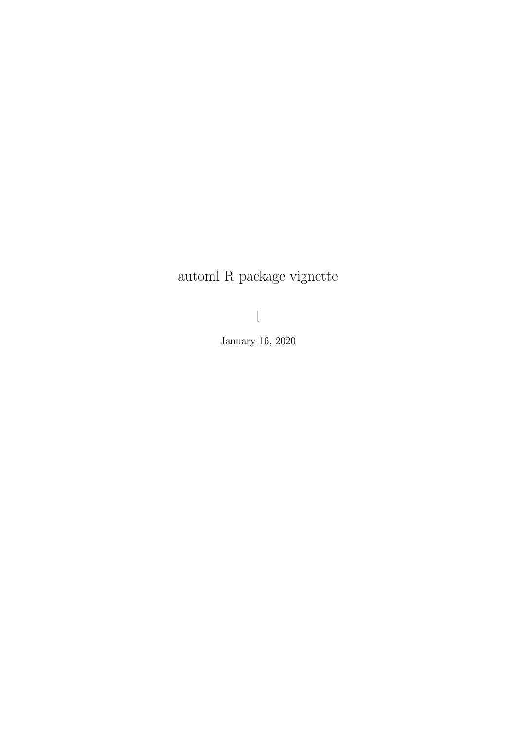# automl R package vignette

[

January 16, 2020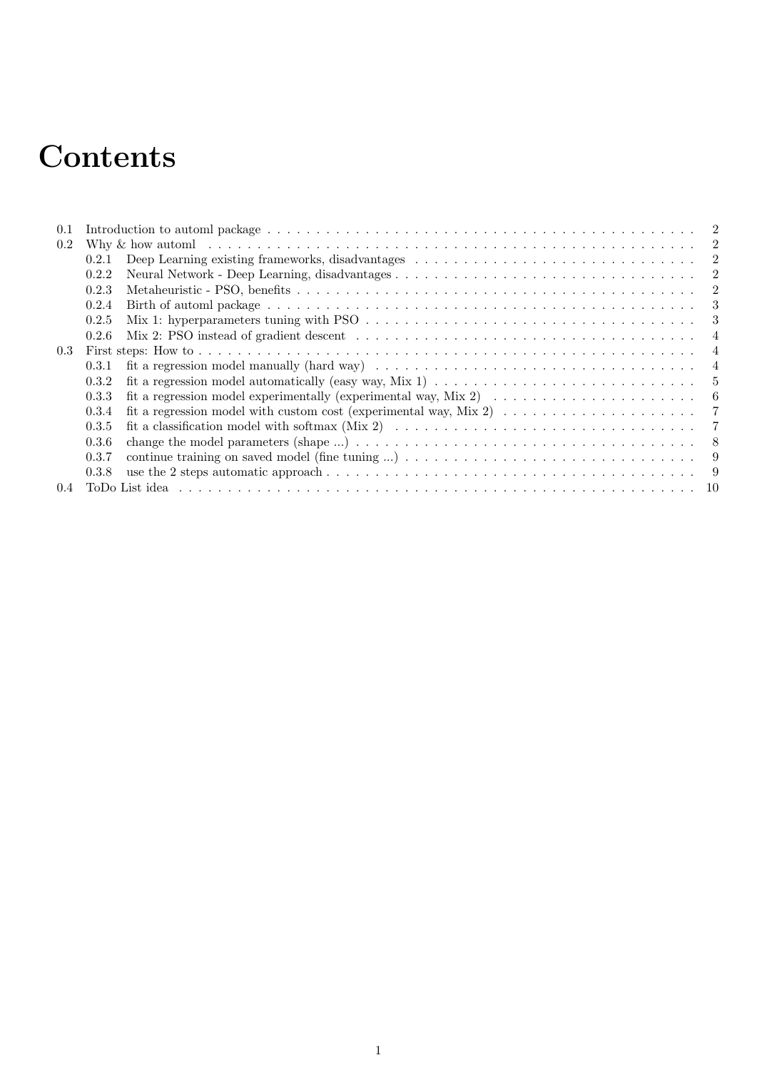# Contents

- 0.1 Introduction to automl package . . . . . 2
- 0.2 Why & how automl . . . . . 2
  - 0.2.1 Deep Learning existing frameworks, disadvantages . . . . . 2
  - 0.2.2 Neural Network - Deep Learning, disadvantages . . . . . 2
  - 0.2.3 Metaheuristic - PSO, benefits . . . . . 2
  - 0.2.4 Birth of automl package . . . . . 3
  - 0.2.5 Mix 1: hyperparameters tuning with PSO . . . . . 3
  - 0.2.6 Mix 2: PSO instead of gradient descent . . . . . 4
- 0.3 First steps: How to . . . . . 4
  - 0.3.1 fit a regression model manually (hard way) . . . . . 4
  - 0.3.2 fit a regression model automatically (easy way, Mix 1) . . . . . 5
  - 0.3.3 fit a regression model experimentally (experimental way, Mix 2) . . . . . 6
  - 0.3.4 fit a regression model with custom cost (experimental way, Mix 2) . . . . . 7
  - 0.3.5 fit a classification model with softmax (Mix 2) . . . . . 7
  - 0.3.6 change the model parameters (shape ...) . . . . . 8
  - 0.3.7 continue training on saved model (fine tuning ...) . . . . . 9
  - 0.3.8 use the 2 steps automatic approach . . . . . 9
- 0.4 ToDo List idea . . . . . 10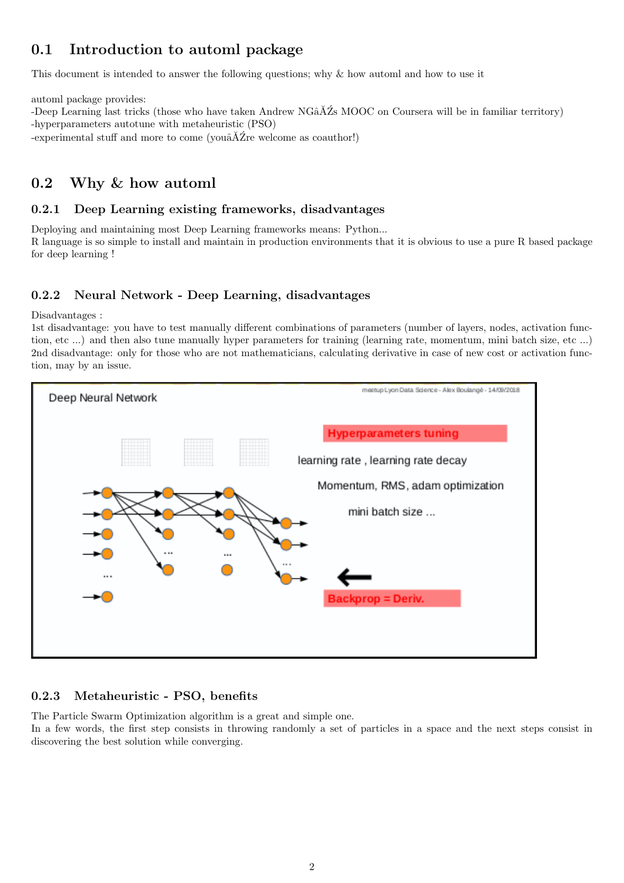## 0.1 Introduction to automl package

This document is intended to answer the following questions; why & how automl and how to use it

automl package provides:
-Deep Learning last tricks (those who have taken Andrew NGâĂŹs MOOC on Coursera will be in familiar territory)
-hyperparameters autotune with metaheuristic (PSO)
-experimental stuff and more to come (youâĂŹre welcome as coauthor!)

## 0.2 Why & how automl

### 0.2.1 Deep Learning existing frameworks, disadvantages

Deploying and maintaining most Deep Learning frameworks means: Python...
R language is so simple to install and maintain in production environments that it is obvious to use a pure R based package for deep learning !

### 0.2.2 Neural Network - Deep Learning, disadvantages

Disadvantages :
1st disadvantage: you have to test manually different combinations of parameters (number of layers, nodes, activation function, etc ...) and then also tune manually hyper parameters for training (learning rate, momentum, mini batch size, etc ...)
2nd disadvantage: only for those who are not mathematicians, calculating derivative in case of new cost or activation function, may by an issue.

### 0.2.3 Metaheuristic - PSO, benefits

The Particle Swarm Optimization algorithm is a great and simple one.
In a few words, the first step consists in throwing randomly a set of particles in a space and the next steps consist in discovering the best solution while converging.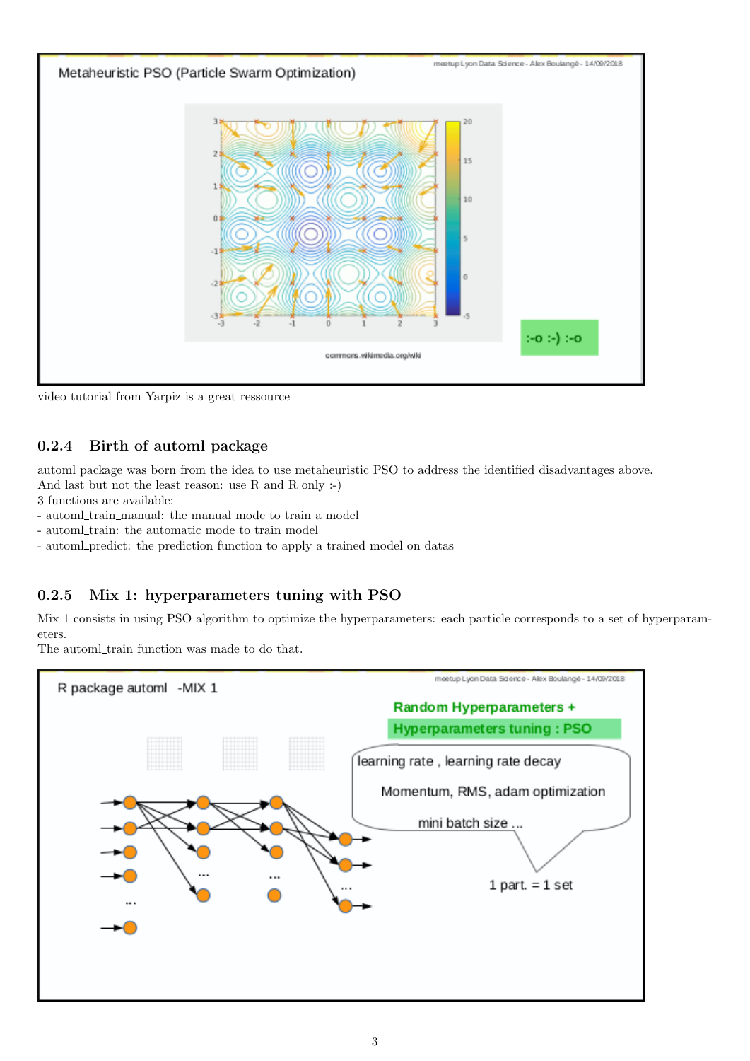Metaheuristic PSO (Particle Swarm Optimization)

meetup Lyon Data Science - Alex Boulangé - 14/09/2018

commons.wikimedia.org/wiki

:-o :-) :-o

video tutorial from Yarpiz is a great ressource

### 0.2.4 Birth of automl package

automl package was born from the idea to use metaheuristic PSO to address the identified disadvantages above.
And last but not the least reason: use R and R only :-)
3 functions are available:
- automl_train_manual: the manual mode to train a model
- automl_train: the automatic mode to train model
- automl_predict: the prediction function to apply a trained model on datas

### 0.2.5 Mix 1: hyperparameters tuning with PSO

Mix 1 consists in using PSO algorithm to optimize the hyperparameters: each particle corresponds to a set of hyperparameters.
The automl_train function was made to do that.

R package automl -MIX 1

meetup Lyon Data Science - Alex Boulangé - 14/09/2018

Random Hyperparameters +
Hyperparameters tuning : PSO

learning rate , learning rate decay
Momentum, RMS, adam optimization
mini batch size ...

1 part. = 1 set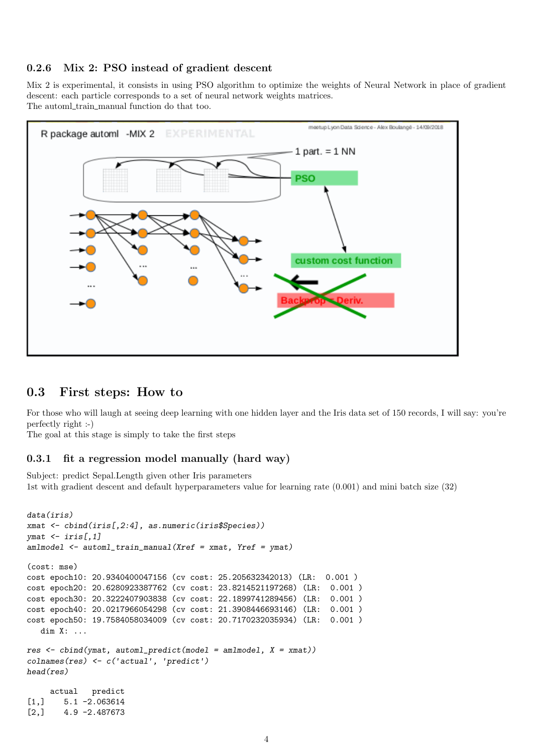### 0.2.6 Mix 2: PSO instead of gradient descent

Mix 2 is experimental, it consists in using PSO algorithm to optimize the weights of Neural Network in place of gradient descent: each particle corresponds to a set of neural network weights matrices.
The automl_train_manual function do that too.

## 0.3 First steps: How to

For those who will laugh at seeing deep learning with one hidden layer and the Iris data set of 150 records, I will say: you're perfectly right :-)
The goal at this stage is simply to take the first steps

### 0.3.1 fit a regression model manually (hard way)

Subject: predict Sepal.Length given other Iris parameters
1st with gradient descent and default hyperparameters value for learning rate (0.001) and mini batch size (32)

```
data(iris)
xmat <- cbind(iris[,2:4], as.numeric(iris$Species))
ymat <- iris[,1]
amlmodel <- automl_train_manual(Xref = xmat, Yref = ymat)
```

```
(cost: mse)
cost epoch10: 20.9340400047156 (cv cost: 25.205632342013) (LR:  0.001 )
cost epoch20: 20.6280923387762 (cv cost: 23.8214521197268) (LR:  0.001 )
cost epoch30: 20.3222407903838 (cv cost: 22.1899741289456) (LR:  0.001 )
cost epoch40: 20.0217966054298 (cv cost: 21.3908446693146) (LR:  0.001 )
cost epoch50: 19.7584058034009 (cv cost: 20.7170232035934) (LR:  0.001 )
   dim X: ...
```

```
res <- cbind(ymat, automl_predict(model = amlmodel, X = xmat))
colnames(res) <- c('actual', 'predict')
head(res)
```

```
     actual   predict
[1,]    5.1 -2.063614
[2,]    4.9 -2.487673
```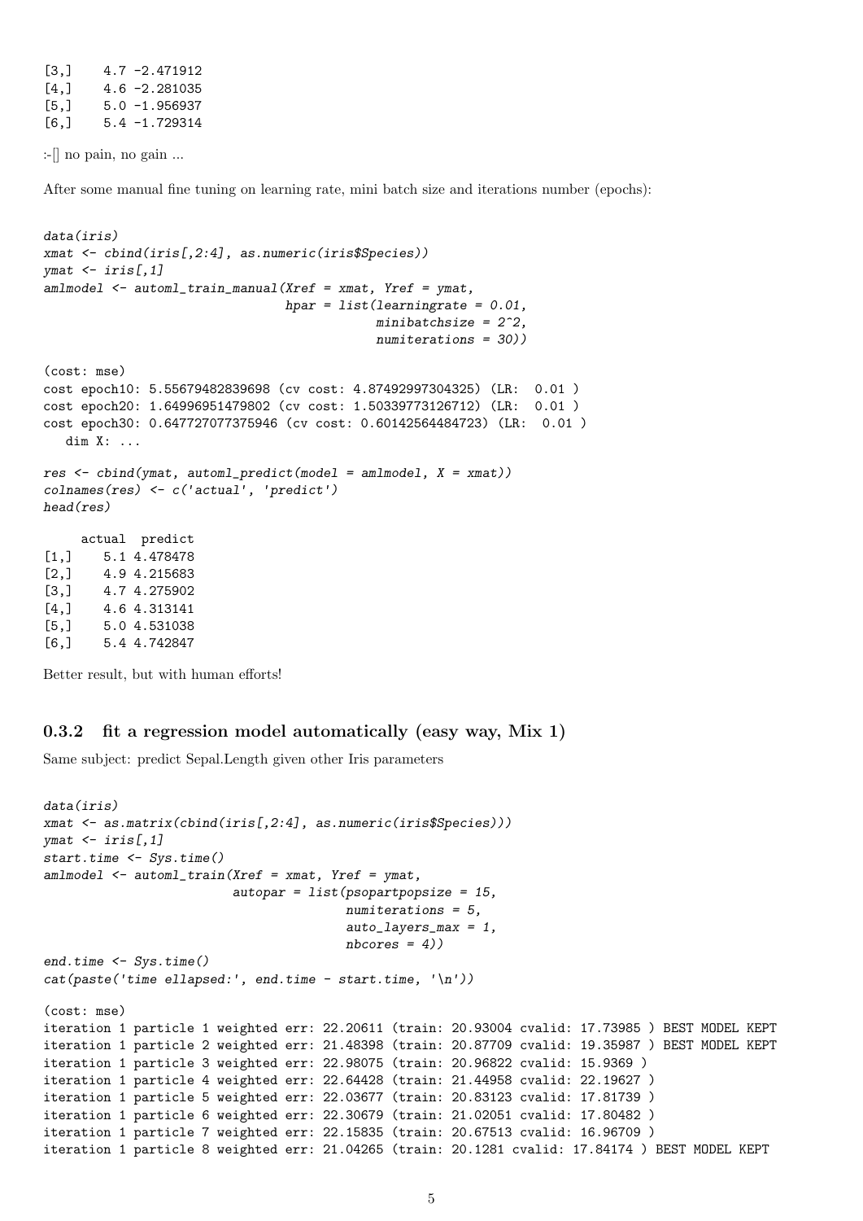```
[3,]    4.7 -2.471912
[4,]    4.6 -2.281035
[5,]    5.0 -1.956937
[6,]    5.4 -1.729314
```

:-[] no pain, no gain ...

After some manual fine tuning on learning rate, mini batch size and iterations number (epochs):

```
data(iris)
xmat <- cbind(iris[,2:4], as.numeric(iris$Species))
ymat <- iris[,1]
amlmodel <- automl_train_manual(Xref = xmat, Yref = ymat,
                                hpar = list(learningrate = 0.01,
                                            minibatchsize = 2^2,
                                            numiterations = 30))
```

```
(cost: mse)
cost epoch10: 5.55679482839698 (cv cost: 4.87492997304325) (LR:  0.01 )
cost epoch20: 1.64996951479802 (cv cost: 1.50339773126712) (LR:  0.01 )
cost epoch30: 0.647727077375946 (cv cost: 0.60142564484723) (LR:  0.01 )
   dim X: ...
```

```
res <- cbind(ymat, automl_predict(model = amlmodel, X = xmat))
colnames(res) <- c('actual', 'predict')
head(res)
```

```
     actual  predict
[1,]    5.1 4.478478
[2,]    4.9 4.215683
[3,]    4.7 4.275902
[4,]    4.6 4.313141
[5,]    5.0 4.531038
[6,]    5.4 4.742847
```

Better result, but with human efforts!

### 0.3.2 fit a regression model automatically (easy way, Mix 1)

Same subject: predict Sepal.Length given other Iris parameters

```
data(iris)
xmat <- as.matrix(cbind(iris[,2:4], as.numeric(iris$Species)))
ymat <- iris[,1]
start.time <- Sys.time()
amlmodel <- automl_train(Xref = xmat, Yref = ymat,
                         autopar = list(psopartpopsize = 15,
                                        numiterations = 5,
                                        auto_layers_max = 1,
                                        nbcores = 4))
end.time <- Sys.time()
cat(paste('time ellapsed:', end.time - start.time, '\n'))
```

```
(cost: mse)
iteration 1 particle 1 weighted err: 22.20611 (train: 20.93004 cvalid: 17.73985 ) BEST MODEL KEPT
iteration 1 particle 2 weighted err: 21.48398 (train: 20.87709 cvalid: 19.35987 ) BEST MODEL KEPT
iteration 1 particle 3 weighted err: 22.98075 (train: 20.96822 cvalid: 15.9369 )
iteration 1 particle 4 weighted err: 22.64428 (train: 21.44958 cvalid: 22.19627 )
iteration 1 particle 5 weighted err: 22.03677 (train: 20.83123 cvalid: 17.81739 )
iteration 1 particle 6 weighted err: 22.30679 (train: 21.02051 cvalid: 17.80482 )
iteration 1 particle 7 weighted err: 22.15835 (train: 20.67513 cvalid: 16.96709 )
iteration 1 particle 8 weighted err: 21.04265 (train: 20.1281 cvalid: 17.84174 ) BEST MODEL KEPT
```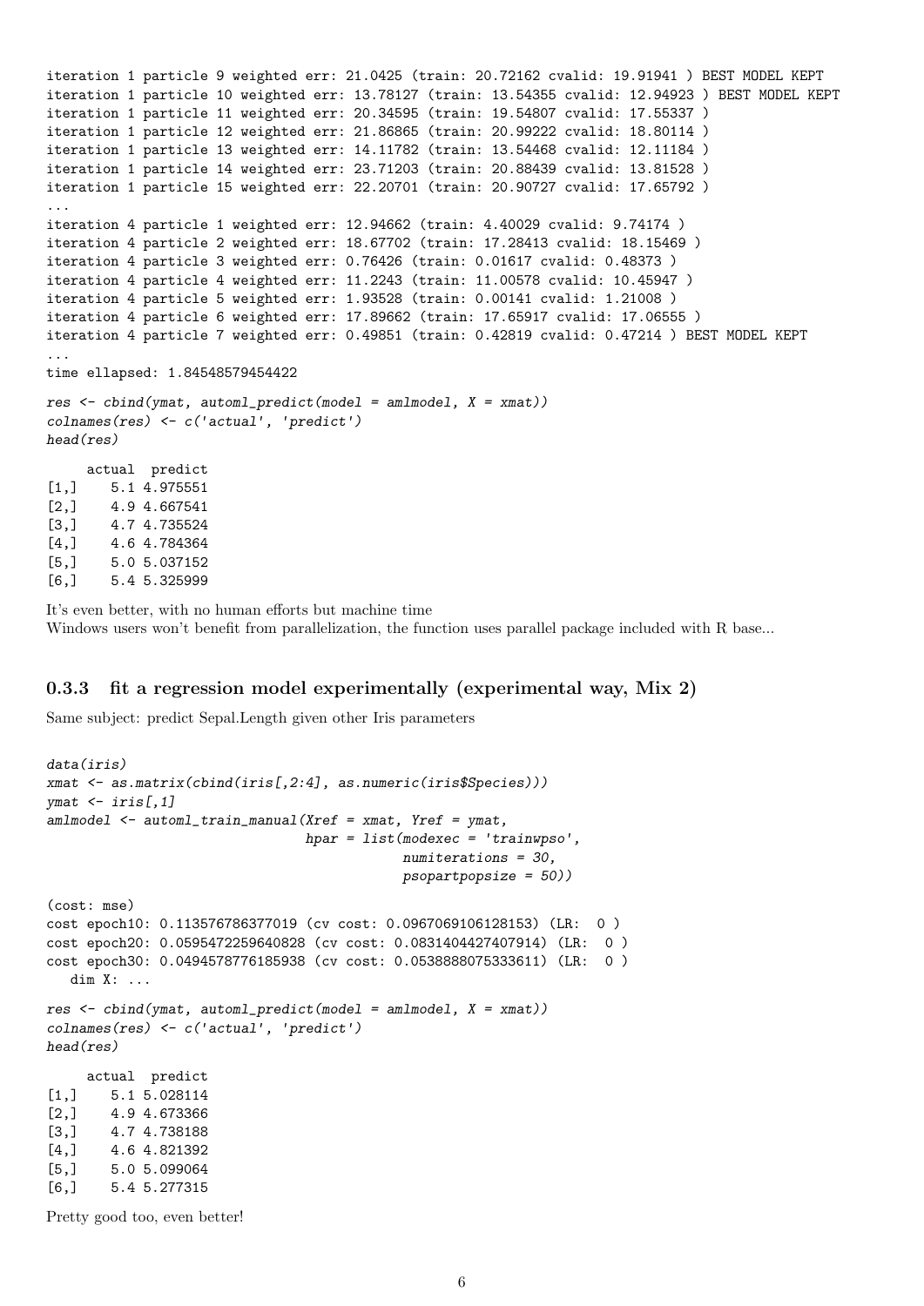```
iteration 1 particle 9 weighted err: 21.0425 (train: 20.72162 cvalid: 19.91941 ) BEST MODEL KEPT
iteration 1 particle 10 weighted err: 13.78127 (train: 13.54355 cvalid: 12.94923 ) BEST MODEL KEPT
iteration 1 particle 11 weighted err: 20.34595 (train: 19.54807 cvalid: 17.55337 )
iteration 1 particle 12 weighted err: 21.86865 (train: 20.99222 cvalid: 18.80114 )
iteration 1 particle 13 weighted err: 14.11782 (train: 13.54468 cvalid: 12.11184 )
iteration 1 particle 14 weighted err: 23.71203 (train: 20.88439 cvalid: 13.81528 )
iteration 1 particle 15 weighted err: 22.20701 (train: 20.90727 cvalid: 17.65792 )
...
iteration 4 particle 1 weighted err: 12.94662 (train: 4.40029 cvalid: 9.74174 )
iteration 4 particle 2 weighted err: 18.67702 (train: 17.28413 cvalid: 18.15469 )
iteration 4 particle 3 weighted err: 0.76426 (train: 0.01617 cvalid: 0.48373 )
iteration 4 particle 4 weighted err: 11.2243 (train: 11.00578 cvalid: 10.45947 )
iteration 4 particle 5 weighted err: 1.93528 (train: 0.00141 cvalid: 1.21008 )
iteration 4 particle 6 weighted err: 17.89662 (train: 17.65917 cvalid: 17.06555 )
iteration 4 particle 7 weighted err: 0.49851 (train: 0.42819 cvalid: 0.47214 ) BEST MODEL KEPT
...
time ellapsed: 1.84548579454422
```

```
res <- cbind(ymat, automl_predict(model = amlmodel, X = xmat))
colnames(res) <- c('actual', 'predict')
head(res)
```

```
     actual  predict
[1,]    5.1 4.975551
[2,]    4.9 4.667541
[3,]    4.7 4.735524
[4,]    4.6 4.784364
[5,]    5.0 5.037152
[6,]    5.4 5.325999
```

It's even better, with no human efforts but machine time
Windows users won't benefit from parallelization, the function uses parallel package included with R base...

### 0.3.3 fit a regression model experimentally (experimental way, Mix 2)

Same subject: predict Sepal.Length given other Iris parameters

```
data(iris)
xmat <- as.matrix(cbind(iris[,2:4], as.numeric(iris$Species)))
ymat <- iris[,1]
amlmodel <- automl_train_manual(Xref = xmat, Yref = ymat,
                                hpar = list(modexec = 'trainwpso',
                                            numiterations = 30,
                                            psopartpopsize = 50))
```

```
(cost: mse)
cost epoch10: 0.113576786377019 (cv cost: 0.0967069106128153) (LR:  0 )
cost epoch20: 0.0595472259640828 (cv cost: 0.0831404427407914) (LR:  0 )
cost epoch30: 0.0494578776185938 (cv cost: 0.0538888075333611) (LR:  0 )
   dim X: ...
```

```
res <- cbind(ymat, automl_predict(model = amlmodel, X = xmat))
colnames(res) <- c('actual', 'predict')
head(res)
```

```
     actual  predict
[1,]    5.1 5.028114
[2,]    4.9 4.673366
[3,]    4.7 4.738188
[4,]    4.6 4.821392
[5,]    5.0 5.099064
[6,]    5.4 5.277315
```

Pretty good too, even better!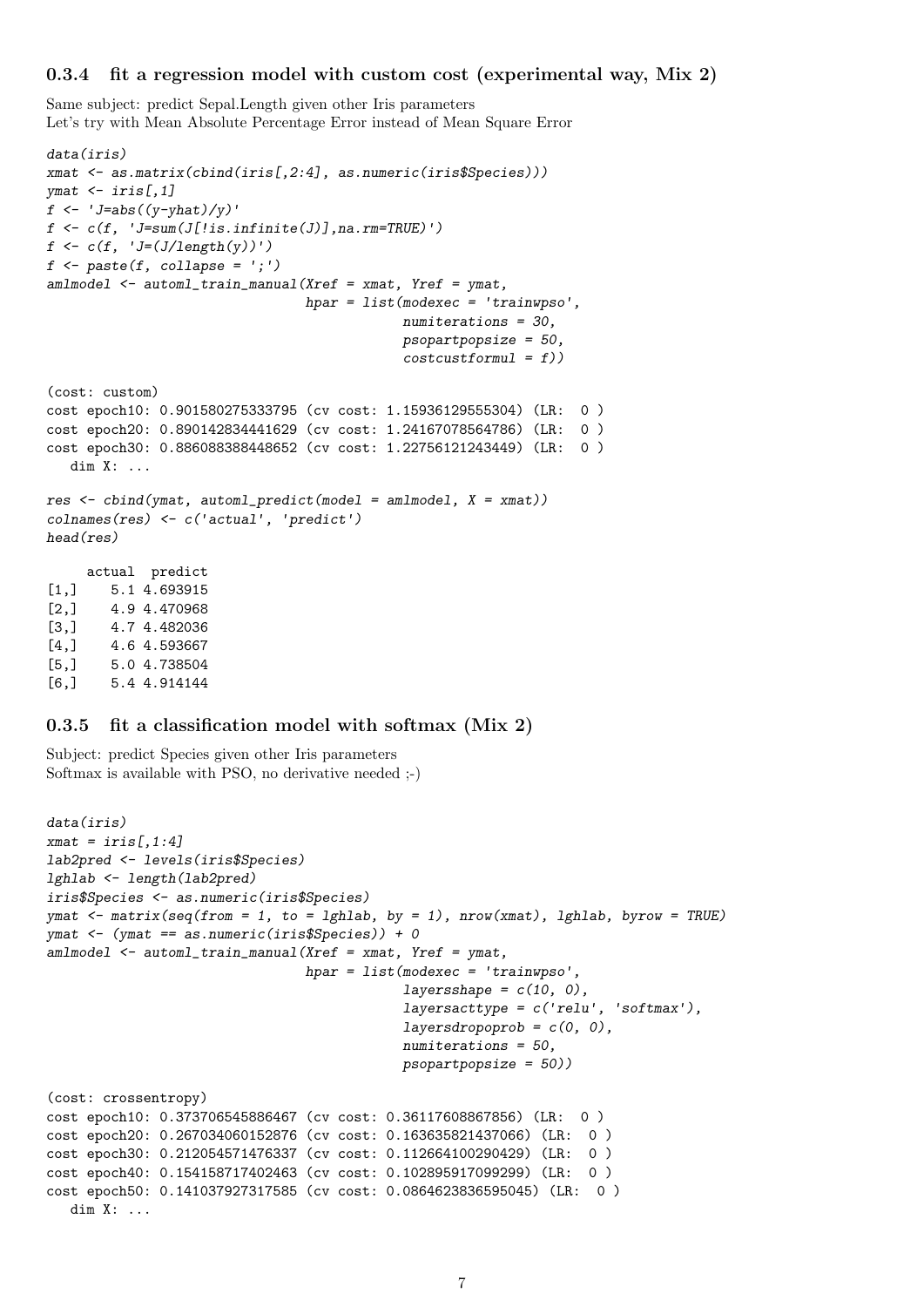### 0.3.4 fit a regression model with custom cost (experimental way, Mix 2)

Same subject: predict Sepal.Length given other Iris parameters
Let's try with Mean Absolute Percentage Error instead of Mean Square Error

```
data(iris)
xmat <- as.matrix(cbind(iris[,2:4], as.numeric(iris$Species)))
ymat <- iris[,1]
f <- 'J=abs((y-yhat)/y)'
f <- c(f, 'J=sum(J[!is.infinite(J)],na.rm=TRUE)')
f <- c(f, 'J=(J/length(y))')
f <- paste(f, collapse = ';')
amlmodel <- automl_train_manual(Xref = xmat, Yref = ymat,
                                hpar = list(modexec = 'trainwpso',
                                            numiterations = 30,
                                            psopartpopsize = 50,
                                            costcustformul = f))
```

```
(cost: custom)
cost epoch10: 0.901580275333795 (cv cost: 1.15936129555304) (LR:  0 )
cost epoch20: 0.890142834441629 (cv cost: 1.24167078564786) (LR:  0 )
cost epoch30: 0.886088388448652 (cv cost: 1.22756121243449) (LR:  0 )
   dim X: ...
```

```
res <- cbind(ymat, automl_predict(model = amlmodel, X = xmat))
colnames(res) <- c('actual', 'predict')
head(res)
```

```
     actual  predict
[1,]    5.1 4.693915
[2,]    4.9 4.470968
[3,]    4.7 4.482036
[4,]    4.6 4.593667
[5,]    5.0 4.738504
[6,]    5.4 4.914144
```

### 0.3.5 fit a classification model with softmax (Mix 2)

Subject: predict Species given other Iris parameters
Softmax is available with PSO, no derivative needed ;-)

```
data(iris)
xmat = iris[,1:4]
lab2pred <- levels(iris$Species)
lghlab <- length(lab2pred)
iris$Species <- as.numeric(iris$Species)
ymat <- matrix(seq(from = 1, to = lghlab, by = 1), nrow(xmat), lghlab, byrow = TRUE)
ymat <- (ymat == as.numeric(iris$Species)) + 0
amlmodel <- automl_train_manual(Xref = xmat, Yref = ymat,
                                hpar = list(modexec = 'trainwpso',
                                            layersshape = c(10, 0),
                                            layersacttype = c('relu', 'softmax'),
                                            layersdropoprob = c(0, 0),
                                            numiterations = 50,
                                            psopartpopsize = 50))
```

```
(cost: crossentropy)
cost epoch10: 0.373706545886467 (cv cost: 0.36117608867856) (LR:  0 )
cost epoch20: 0.267034060152876 (cv cost: 0.163635821437066) (LR:  0 )
cost epoch30: 0.212054571476337 (cv cost: 0.112664100290429) (LR:  0 )
cost epoch40: 0.154158717402463 (cv cost: 0.102895917099299) (LR:  0 )
cost epoch50: 0.141037927317585 (cv cost: 0.0864623836595045) (LR:  0 )
   dim X: ...
```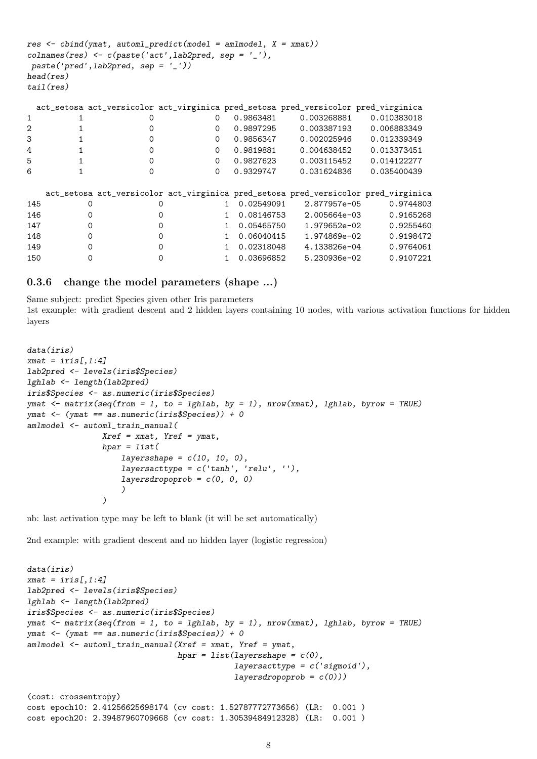```
res <- cbind(ymat, automl_predict(model = amlmodel, X = xmat))
colnames(res) <- c(paste('act',lab2pred, sep = '_'),
 paste('pred',lab2pred, sep = '_'))
head(res)
tail(res)
```

```
  act_setosa act_versicolor act_virginica pred_setosa pred_versicolor pred_virginica
1          1              0             0   0.9863481     0.003268881    0.010383018
2          1              0             0   0.9897295     0.003387193    0.006883349
3          1              0             0   0.9856347     0.002025946    0.012339349
4          1              0             0   0.9819881     0.004638452    0.013373451
5          1              0             0   0.9827623     0.003115452    0.014122277
6          1              0             0   0.9329747     0.031624836    0.035400439

    act_setosa act_versicolor act_virginica pred_setosa pred_versicolor pred_virginica
145          0              0             1  0.02549091    2.877957e-05      0.9744803
146          0              0             1  0.08146753    2.005664e-03      0.9165268
147          0              0             1  0.05465750    1.979652e-02      0.9255460
148          0              0             1  0.06040415    1.974869e-02      0.9198472
149          0              0             1  0.02318048    4.133826e-04      0.9764061
150          0              0             1  0.03696852    5.230936e-02      0.9107221
```

### 0.3.6 change the model parameters (shape ...)

Same subject: predict Species given other Iris parameters
1st example: with gradient descent and 2 hidden layers containing 10 nodes, with various activation functions for hidden layers

```
data(iris)
xmat = iris[,1:4]
lab2pred <- levels(iris$Species)
lghlab <- length(lab2pred)
iris$Species <- as.numeric(iris$Species)
ymat <- matrix(seq(from = 1, to = lghlab, by = 1), nrow(xmat), lghlab, byrow = TRUE)
ymat <- (ymat == as.numeric(iris$Species)) + 0
amlmodel <- automl_train_manual(
                Xref = xmat, Yref = ymat,
                hpar = list(
                    layersshape = c(10, 10, 0),
                    layersacttype = c('tanh', 'relu', ''),
                    layersdropoprob = c(0, 0, 0)
                    )
                )
```

nb: last activation type may be left to blank (it will be set automatically)

2nd example: with gradient descent and no hidden layer (logistic regression)

```
data(iris)
xmat = iris[,1:4]
lab2pred <- levels(iris$Species)
lghlab <- length(lab2pred)
iris$Species <- as.numeric(iris$Species)
ymat <- matrix(seq(from = 1, to = lghlab, by = 1), nrow(xmat), lghlab, byrow = TRUE)
ymat <- (ymat == as.numeric(iris$Species)) + 0
amlmodel <- automl_train_manual(Xref = xmat, Yref = ymat,
                                hpar = list(layersshape = c(0),
                                            layersacttype = c('sigmoid'),
                                            layersdropoprob = c(0)))
```

```
(cost: crossentropy)
cost epoch10: 2.41256625698174 (cv cost: 1.52787772773656) (LR:  0.001 )
cost epoch20: 2.39487960709668 (cv cost: 1.30539484912328) (LR:  0.001 )
```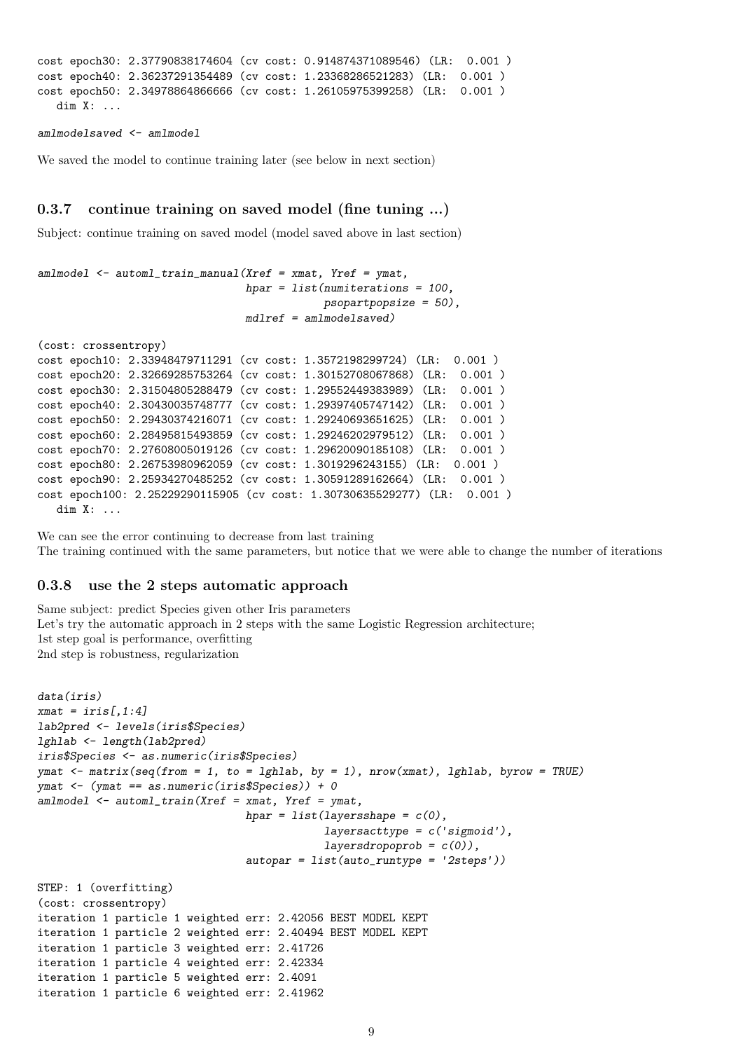```
cost epoch30: 2.37790838174604 (cv cost: 0.914874371089546) (LR:  0.001 )
cost epoch40: 2.36237291354489 (cv cost: 1.23368286521283) (LR:  0.001 )
cost epoch50: 2.34978864866666 (cv cost: 1.26105975399258) (LR:  0.001 )
   dim X: ...
```

```
amlmodelsaved <- amlmodel
```

We saved the model to continue training later (see below in next section)

### 0.3.7 continue training on saved model (fine tuning ...)

Subject: continue training on saved model (model saved above in last section)

```
amlmodel <- automl_train_manual(Xref = xmat, Yref = ymat,
                                hpar = list(numiterations = 100,
                                            psopartpopsize = 50),
                                mdlref = amlmodelsaved)
```

```
(cost: crossentropy)
cost epoch10: 2.33948479711291 (cv cost: 1.3572198299724) (LR:  0.001 )
cost epoch20: 2.32669285753264 (cv cost: 1.30152708067868) (LR:  0.001 )
cost epoch30: 2.31504805288479 (cv cost: 1.29552449383989) (LR:  0.001 )
cost epoch40: 2.30430035748777 (cv cost: 1.29397405747142) (LR:  0.001 )
cost epoch50: 2.29430374216071 (cv cost: 1.29240693651625) (LR:  0.001 )
cost epoch60: 2.28495815493859 (cv cost: 1.29246202979512) (LR:  0.001 )
cost epoch70: 2.27608005019126 (cv cost: 1.29620090185108) (LR:  0.001 )
cost epoch80: 2.26753980962059 (cv cost: 1.3019296243155) (LR:  0.001 )
cost epoch90: 2.25934270485252 (cv cost: 1.30591289162664) (LR:  0.001 )
cost epoch100: 2.25229290115905 (cv cost: 1.30730635529277) (LR:  0.001 )
   dim X: ...
```

We can see the error continuing to decrease from last training
The training continued with the same parameters, but notice that we were able to change the number of iterations

### 0.3.8 use the 2 steps automatic approach

Same subject: predict Species given other Iris parameters
Let's try the automatic approach in 2 steps with the same Logistic Regression architecture;
1st step goal is performance, overfitting
2nd step is robustness, regularization

```
data(iris)
xmat = iris[,1:4]
lab2pred <- levels(iris$Species)
lghlab <- length(lab2pred)
iris$Species <- as.numeric(iris$Species)
ymat <- matrix(seq(from = 1, to = lghlab, by = 1), nrow(xmat), lghlab, byrow = TRUE)
ymat <- (ymat == as.numeric(iris$Species)) + 0
amlmodel <- automl_train(Xref = xmat, Yref = ymat,
                                hpar = list(layersshape = c(0),
                                            layersacttype = c('sigmoid'),
                                            layersdropoprob = c(0)),
                                autopar = list(auto_runtype = '2steps'))
```

```
STEP: 1 (overfitting)
(cost: crossentropy)
iteration 1 particle 1 weighted err: 2.42056 BEST MODEL KEPT
iteration 1 particle 2 weighted err: 2.40494 BEST MODEL KEPT
iteration 1 particle 3 weighted err: 2.41726
iteration 1 particle 4 weighted err: 2.42334
iteration 1 particle 5 weighted err: 2.4091
iteration 1 particle 6 weighted err: 2.41962
```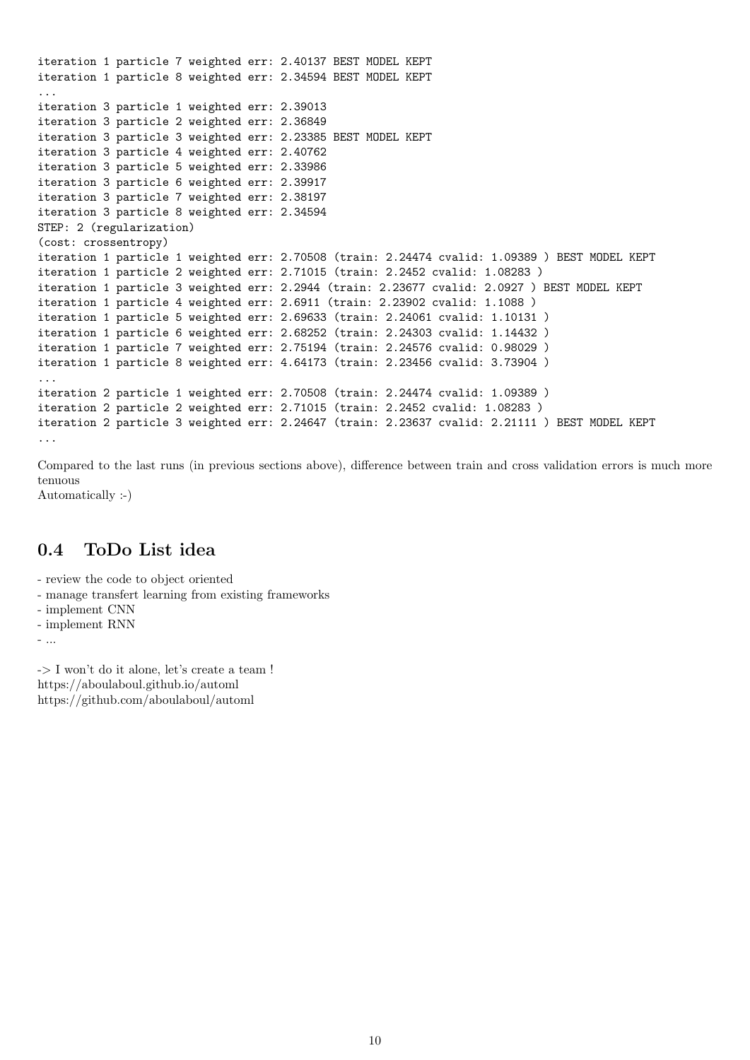```
iteration 1 particle 7 weighted err: 2.40137 BEST MODEL KEPT
iteration 1 particle 8 weighted err: 2.34594 BEST MODEL KEPT
...
iteration 3 particle 1 weighted err: 2.39013
iteration 3 particle 2 weighted err: 2.36849
iteration 3 particle 3 weighted err: 2.23385 BEST MODEL KEPT
iteration 3 particle 4 weighted err: 2.40762
iteration 3 particle 5 weighted err: 2.33986
iteration 3 particle 6 weighted err: 2.39917
iteration 3 particle 7 weighted err: 2.38197
iteration 3 particle 8 weighted err: 2.34594
STEP: 2 (regularization)
(cost: crossentropy)
iteration 1 particle 1 weighted err: 2.70508 (train: 2.24474 cvalid: 1.09389 ) BEST MODEL KEPT
iteration 1 particle 2 weighted err: 2.71015 (train: 2.2452 cvalid: 1.08283 )
iteration 1 particle 3 weighted err: 2.2944 (train: 2.23677 cvalid: 2.0927 ) BEST MODEL KEPT
iteration 1 particle 4 weighted err: 2.6911 (train: 2.23902 cvalid: 1.1088 )
iteration 1 particle 5 weighted err: 2.69633 (train: 2.24061 cvalid: 1.10131 )
iteration 1 particle 6 weighted err: 2.68252 (train: 2.24303 cvalid: 1.14432 )
iteration 1 particle 7 weighted err: 2.75194 (train: 2.24576 cvalid: 0.98029 )
iteration 1 particle 8 weighted err: 4.64173 (train: 2.23456 cvalid: 3.73904 )
...
iteration 2 particle 1 weighted err: 2.70508 (train: 2.24474 cvalid: 1.09389 )
iteration 2 particle 2 weighted err: 2.71015 (train: 2.2452 cvalid: 1.08283 )
iteration 2 particle 3 weighted err: 2.24647 (train: 2.23637 cvalid: 2.21111 ) BEST MODEL KEPT
...
```

Compared to the last runs (in previous sections above), difference between train and cross validation errors is much more tenuous
Automatically :-)

## 0.4 ToDo List idea

- review the code to object oriented
- manage transfert learning from existing frameworks
- implement CNN
- implement RNN
- ...

-> I won't do it alone, let's create a team !
https://aboulaboul.github.io/automl
https://github.com/aboulaboul/automl